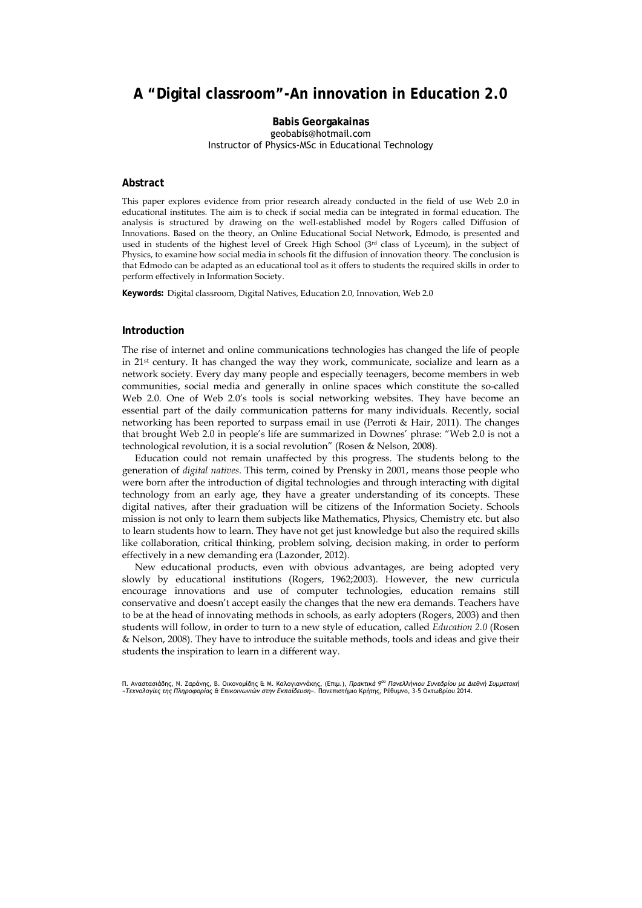# A "Digital classroom"-An innovation in Education 2.0

**Babis Georgakainas**
geobabis@hotmail.com
Instructor of Physics-MSc in Educational Technology

## Abstract

This paper explores evidence from prior research already conducted in the field of use Web 2.0 in educational institutes. The aim is to check if social media can be integrated in formal education. The analysis is structured by drawing on the well-established model by Rogers called Diffusion of Innovations. Based on the theory, an Online Educational Social Network, Edmodo, is presented and used in students of the highest level of Greek High School (3rd class of Lyceum), in the subject of Physics, to examine how social media in schools fit the diffusion of innovation theory. The conclusion is that Edmodo can be adapted as an educational tool as it offers to students the required skills in order to perform effectively in Information Society.

**Keywords:** Digital classroom, Digital Natives, Education 2.0, Innovation, Web 2.0

## Introduction

The rise of internet and online communications technologies has changed the life of people in 21st century. It has changed the way they work, communicate, socialize and learn as a network society. Every day many people and especially teenagers, become members in web communities, social media and generally in online spaces which constitute the so-called Web 2.0. One of Web 2.0's tools is social networking websites. They have become an essential part of the daily communication patterns for many individuals. Recently, social networking has been reported to surpass email in use (Perroti & Hair, 2011). The changes that brought Web 2.0 in people's life are summarized in Downes' phrase: "Web 2.0 is not a technological revolution, it is a social revolution" (Rosen & Nelson, 2008).

Education could not remain unaffected by this progress. The students belong to the generation of *digital natives*. This term, coined by Prensky in 2001, means those people who were born after the introduction of digital technologies and through interacting with digital technology from an early age, they have a greater understanding of its concepts. These digital natives, after their graduation will be citizens of the Information Society. Schools mission is not only to learn them subjects like Mathematics, Physics, Chemistry etc. but also to learn students how to learn. They have not get just knowledge but also the required skills like collaboration, critical thinking, problem solving, decision making, in order to perform effectively in a new demanding era (Lazonder, 2012).

New educational products, even with obvious advantages, are being adopted very slowly by educational institutions (Rogers, 1962;2003). However, the new curricula encourage innovations and use of computer technologies, education remains still conservative and doesn't accept easily the changes that the new era demands. Teachers have to be at the head of innovating methods in schools, as early adopters (Rogers, 2003) and then students will follow, in order to turn to a new style of education, called *Education 2.0* (Rosen & Nelson, 2008). They have to introduce the suitable methods, tools and ideas and give their students the inspiration to learn in a different way.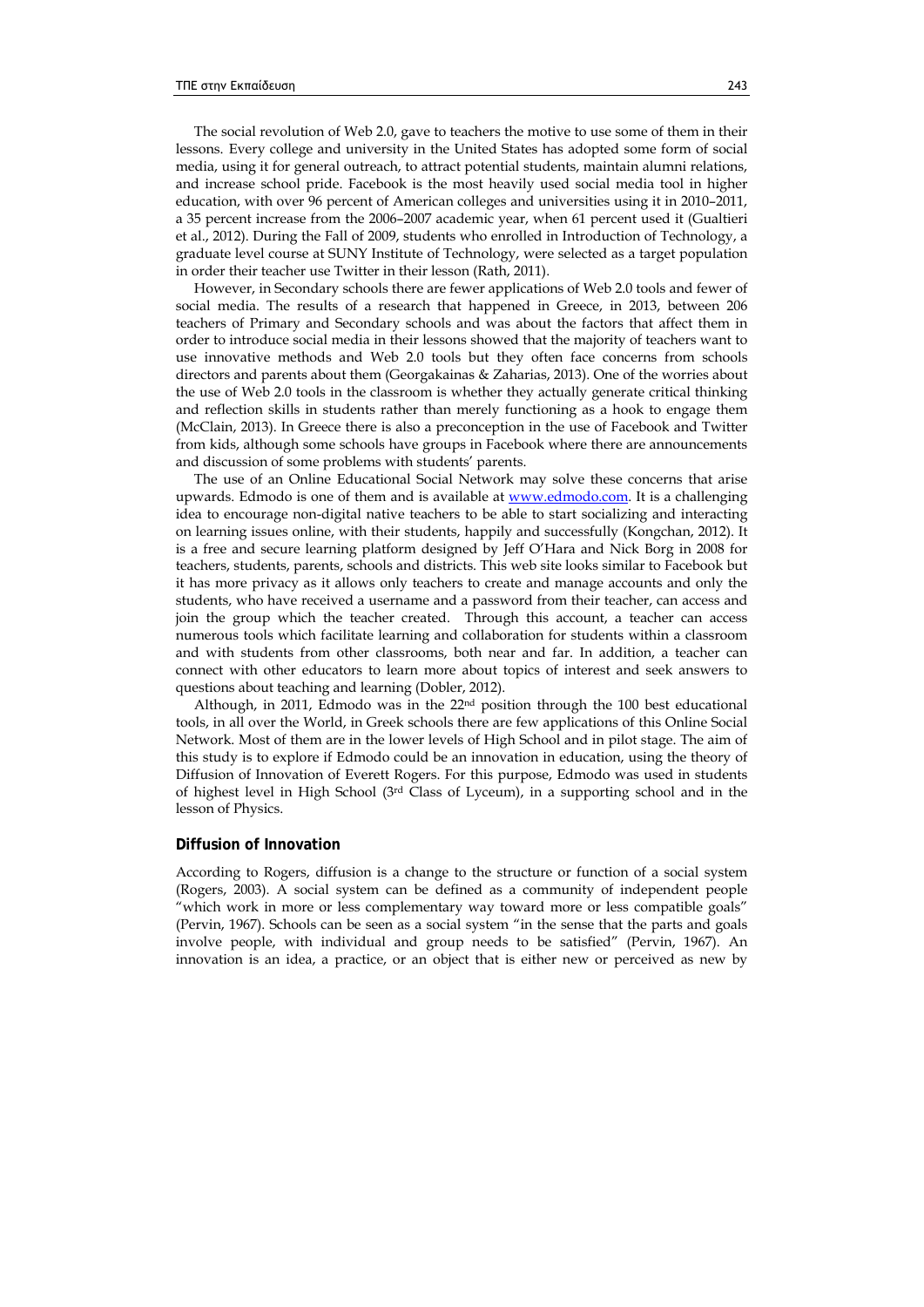The social revolution of Web 2.0, gave to teachers the motive to use some of them in their lessons. Every college and university in the United States has adopted some form of social media, using it for general outreach, to attract potential students, maintain alumni relations, and increase school pride. Facebook is the most heavily used social media tool in higher education, with over 96 percent of American colleges and universities using it in 2010–2011, a 35 percent increase from the 2006–2007 academic year, when 61 percent used it (Gualtieri et al., 2012). During the Fall of 2009, students who enrolled in Introduction of Technology, a graduate level course at SUNY Institute of Technology, were selected as a target population in order their teacher use Twitter in their lesson (Rath, 2011).

However, in Secondary schools there are fewer applications of Web 2.0 tools and fewer of social media. The results of a research that happened in Greece, in 2013, between 206 teachers of Primary and Secondary schools and was about the factors that affect them in order to introduce social media in their lessons showed that the majority of teachers want to use innovative methods and Web 2.0 tools but they often face concerns from schools directors and parents about them (Georgakainas & Zaharias, 2013). One of the worries about the use of Web 2.0 tools in the classroom is whether they actually generate critical thinking and reflection skills in students rather than merely functioning as a hook to engage them (McClain, 2013). In Greece there is also a preconception in the use of Facebook and Twitter from kids, although some schools have groups in Facebook where there are announcements and discussion of some problems with students' parents.

The use of an Online Educational Social Network may solve these concerns that arise upwards. Edmodo is one of them and is available at www.edmodo.com. It is a challenging idea to encourage non-digital native teachers to be able to start socializing and interacting on learning issues online, with their students, happily and successfully (Kongchan, 2012). It is a free and secure learning platform designed by Jeff O'Hara and Nick Borg in 2008 for teachers, students, parents, schools and districts. This web site looks similar to Facebook but it has more privacy as it allows only teachers to create and manage accounts and only the students, who have received a username and a password from their teacher, can access and join the group which the teacher created. Through this account, a teacher can access numerous tools which facilitate learning and collaboration for students within a classroom and with students from other classrooms, both near and far. In addition, a teacher can connect with other educators to learn more about topics of interest and seek answers to questions about teaching and learning (Dobler, 2012).

Although, in 2011, Edmodo was in the 22nd position through the 100 best educational tools, in all over the World, in Greek schools there are few applications of this Online Social Network. Most of them are in the lower levels of High School and in pilot stage. The aim of this study is to explore if Edmodo could be an innovation in education, using the theory of Diffusion of Innovation of Everett Rogers. For this purpose, Edmodo was used in students of highest level in High School (3rd Class of Lyceum), in a supporting school and in the lesson of Physics.

## Diffusion of Innovation

According to Rogers, diffusion is a change to the structure or function of a social system (Rogers, 2003). A social system can be defined as a community of independent people "which work in more or less complementary way toward more or less compatible goals" (Pervin, 1967). Schools can be seen as a social system "in the sense that the parts and goals involve people, with individual and group needs to be satisfied" (Pervin, 1967). An innovation is an idea, a practice, or an object that is either new or perceived as new by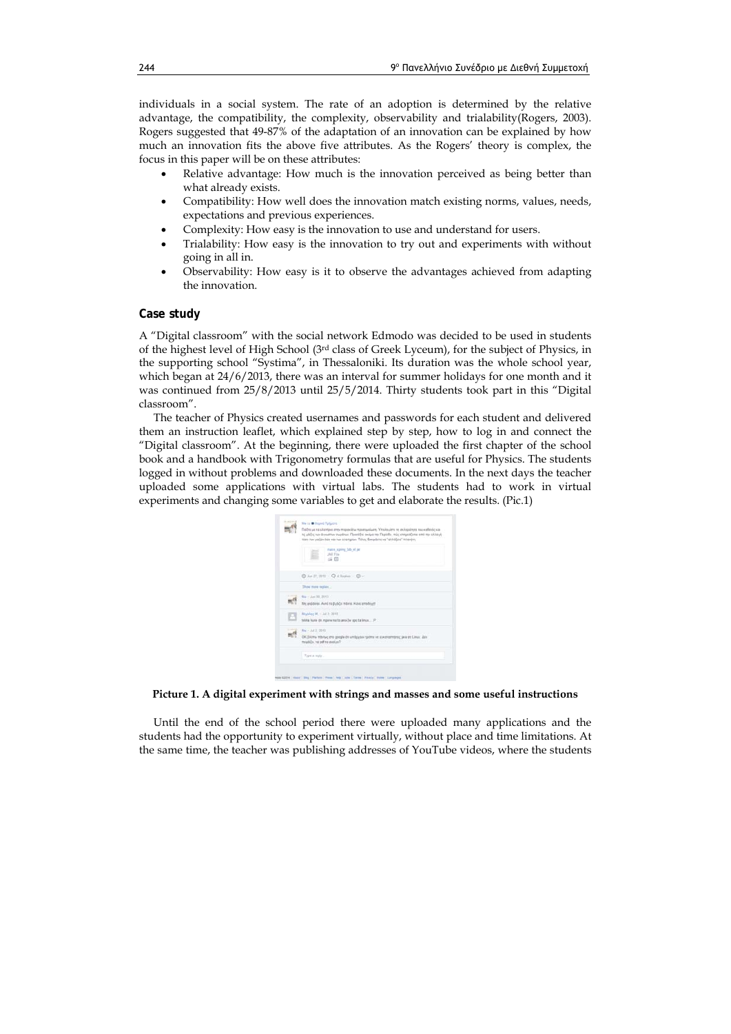individuals in a social system. The rate of an adoption is determined by the relative advantage, the compatibility, the complexity, observability and trialability(Rogers, 2003). Rogers suggested that 49-87% of the adaptation of an innovation can be explained by how much an innovation fits the above five attributes. As the Rogers' theory is complex, the focus in this paper will be on these attributes:

- Relative advantage: How much is the innovation perceived as being better than what already exists.
- Compatibility: How well does the innovation match existing norms, values, needs, expectations and previous experiences.
- Complexity: How easy is the innovation to use and understand for users.
- Trialability: How easy is the innovation to try out and experiments with without going in all in.
- Observability: How easy is it to observe the advantages achieved from adapting the innovation.

### Case study

A "Digital classroom" with the social network Edmodo was decided to be used in students of the highest level of High School (3rd class of Greek Lyceum), for the subject of Physics, in the supporting school "Systima", in Thessaloniki. Its duration was the whole school year, which began at 24/6/2013, there was an interval for summer holidays for one month and it was continued from 25/8/2013 until 25/5/2014. Thirty students took part in this "Digital classroom".

The teacher of Physics created usernames and passwords for each student and delivered them an instruction leaflet, which explained step by step, how to log in and connect the "Digital classroom". At the beginning, there were uploaded the first chapter of the school book and a handbook with Trigonometry formulas that are useful for Physics. The students logged in without problems and downloaded these documents. In the next days the teacher uploaded some applications with virtual labs. The students had to work in virtual experiments and changing some variables to get and elaborate the results. (Pic.1)

**Picture 1. A digital experiment with strings and masses and some useful instructions**

Until the end of the school period there were uploaded many applications and the students had the opportunity to experiment virtually, without place and time limitations. At the same time, the teacher was publishing addresses of YouTube videos, where the students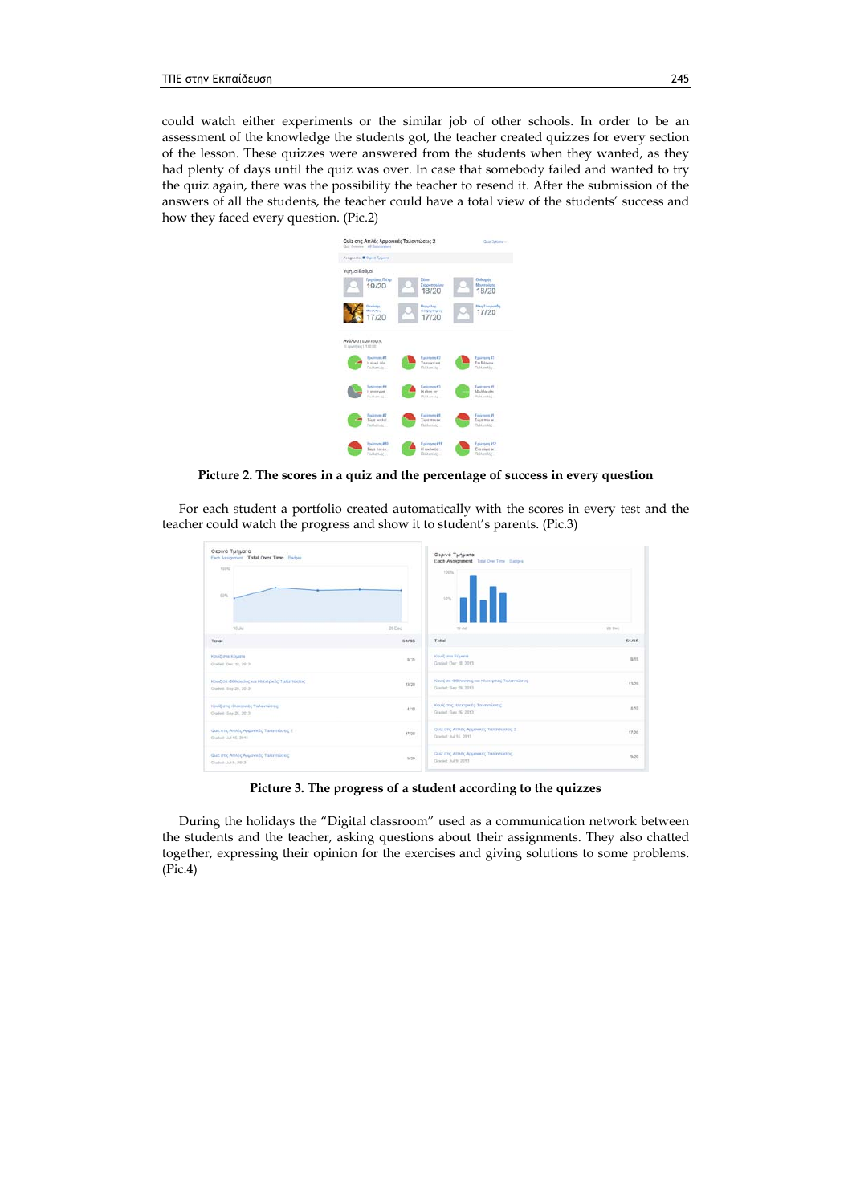could watch either experiments or the similar job of other schools. In order to be an assessment of the knowledge the students got, the teacher created quizzes for every section of the lesson. These quizzes were answered from the students when they wanted, as they had plenty of days until the quiz was over. In case that somebody failed and wanted to try the quiz again, there was the possibility the teacher to resend it. After the submission of the answers of all the students, the teacher could have a total view of the students' success and how they faced every question. (Pic.2)

**Picture 2. The scores in a quiz and the percentage of success in every question**

For each student a portfolio created automatically with the scores in every test and the teacher could watch the progress and show it to student's parents. (Pic.3)

**Picture 3. The progress of a student according to the quizzes**

During the holidays the "Digital classroom" used as a communication network between the students and the teacher, asking questions about their assignments. They also chatted together, expressing their opinion for the exercises and giving solutions to some problems. (Pic.4)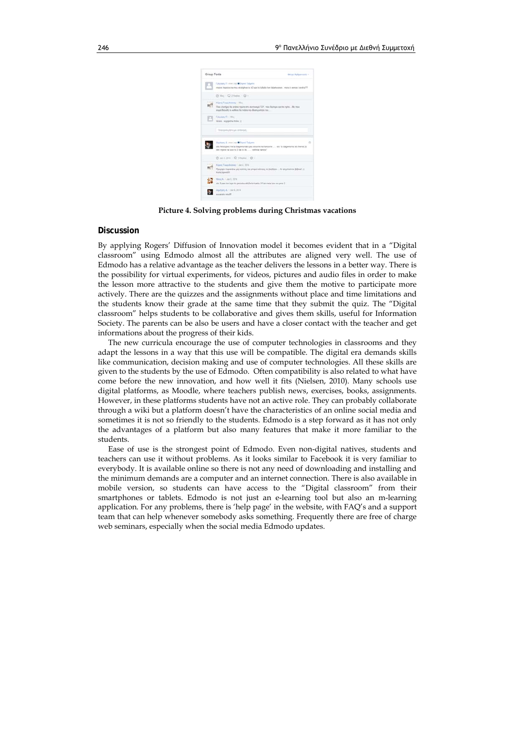**Picture 4. Solving problems during Christmas vacations**

## Discussion

By applying Rogers' Diffusion of Innovation model it becomes evident that in a "Digital classroom" using Edmodo almost all the attributes are aligned very well. The use of Edmodo has a relative advantage as the teacher delivers the lessons in a better way. There is the possibility for virtual experiments, for videos, pictures and audio files in order to make the lesson more attractive to the students and give them the motive to participate more actively. There are the quizzes and the assignments without place and time limitations and the students know their grade at the same time that they submit the quiz. The "Digital classroom" helps students to be collaborative and gives them skills, useful for Information Society. The parents can be also be users and have a closer contact with the teacher and get informations about the progress of their kids.

The new curricula encourage the use of computer technologies in classrooms and they adapt the lessons in a way that this use will be compatible. The digital era demands skills like communication, decision making and use of computer technologies. All these skills are given to the students by the use of Edmodo. Often compatibility is also related to what have come before the new innovation, and how well it fits (Nielsen, 2010). Many schools use digital platforms, as Moodle, where teachers publish news, exercises, books, assignments. However, in these platforms students have not an active role. They can probably collaborate through a wiki but a platform doesn't have the characteristics of an online social media and sometimes it is not so friendly to the students. Edmodo is a step forward as it has not only the advantages of a platform but also many features that make it more familiar to the students.

Ease of use is the strongest point of Edmodo. Even non-digital natives, students and teachers can use it without problems. As it looks similar to Facebook it is very familiar to everybody. It is available online so there is not any need of downloading and installing and the minimum demands are a computer and an internet connection. There is also available in mobile version, so students can have access to the "Digital classroom" from their smartphones or tablets. Edmodo is not just an e-learning tool but also an m-learning application. For any problems, there is 'help page' in the website, with FAQ's and a support team that can help whenever somebody asks something. Frequently there are free of charge web seminars, especially when the social media Edmodo updates.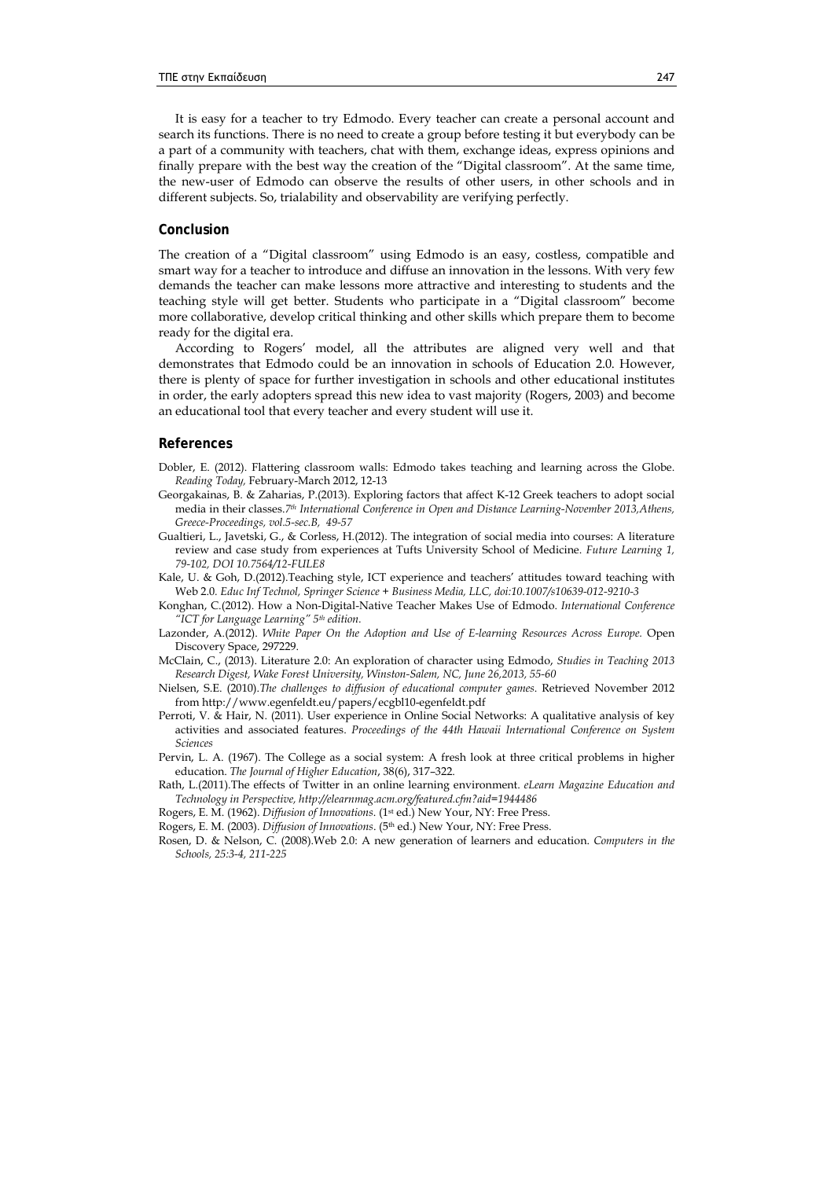It is easy for a teacher to try Edmodo. Every teacher can create a personal account and search its functions. There is no need to create a group before testing it but everybody can be a part of a community with teachers, chat with them, exchange ideas, express opinions and finally prepare with the best way the creation of the "Digital classroom". At the same time, the new-user of Edmodo can observe the results of other users, in other schools and in different subjects. So, trialability and observability are verifying perfectly.

## Conclusion

The creation of a "Digital classroom" using Edmodo is an easy, costless, compatible and smart way for a teacher to introduce and diffuse an innovation in the lessons. With very few demands the teacher can make lessons more attractive and interesting to students and the teaching style will get better. Students who participate in a "Digital classroom" become more collaborative, develop critical thinking and other skills which prepare them to become ready for the digital era.

According to Rogers' model, all the attributes are aligned very well and that demonstrates that Edmodo could be an innovation in schools of Education 2.0. However, there is plenty of space for further investigation in schools and other educational institutes in order, the early adopters spread this new idea to vast majority (Rogers, 2003) and become an educational tool that every teacher and every student will use it.

## References

Dobler, E. (2012). Flattering classroom walls: Edmodo takes teaching and learning across the Globe. *Reading Today*, February-March 2012, 12-13

Georgakainas, B. & Zaharias, P.(2013). Exploring factors that affect K-12 Greek teachers to adopt social media in their classes.*7th International Conference in Open and Distance Learning-November 2013,Athens, Greece-Proceedings, vol.5-sec.B, 49-57*

Gualtieri, L., Javetski, G., & Corless, H.(2012). The integration of social media into courses: A literature review and case study from experiences at Tufts University School of Medicine. *Future Learning 1, 79-102, DOI 10.7564/12-FULE8*

Kale, U. & Goh, D.(2012).Teaching style, ICT experience and teachers' attitudes toward teaching with Web 2.0. *Educ Inf Technol, Springer Science + Business Media, LLC, doi:10.1007/s10639-012-9210-3*

Konghan, C.(2012). How a Non-Digital-Native Teacher Makes Use of Edmodo. *International Conference "ICT for Language Learning" 5th edition.*

Lazonder, A.(2012). *White Paper On the Adoption and Use of E-learning Resources Across Europe*. Open Discovery Space, 297229.

McClain, C., (2013). Literature 2.0: An exploration of character using Edmodo, *Studies in Teaching 2013 Research Digest, Wake Forest University, Winston-Salem, NC, June 26,2013, 55-60*

Nielsen, S.E. (2010).*The challenges to diffusion of educational computer games.* Retrieved November 2012 from http://www.egenfeldt.eu/papers/ecgbl10-egenfeldt.pdf

Perroti, V. & Hair, N. (2011). User experience in Online Social Networks: A qualitative analysis of key activities and associated features. *Proceedings of the 44th Hawaii International Conference on System Sciences*

Pervin, L. A. (1967). The College as a social system: A fresh look at three critical problems in higher education. *The Journal of Higher Education*, 38(6), 317–322.

Rath, L.(2011).The effects of Twitter in an online learning environment. *eLearn Magazine Education and Technology in Perspective, http://elearnmag.acm.org/featured.cfm?aid=1944486*

Rogers, E. M. (1962). *Diffusion of Innovations.* (1st ed.) New Your, NY: Free Press.

Rogers, E. M. (2003). *Diffusion of Innovations*. (5th ed.) New Your, NY: Free Press.

Rosen, D. & Nelson, C. (2008).Web 2.0: A new generation of learners and education. *Computers in the Schools, 25:3-4, 211-225*